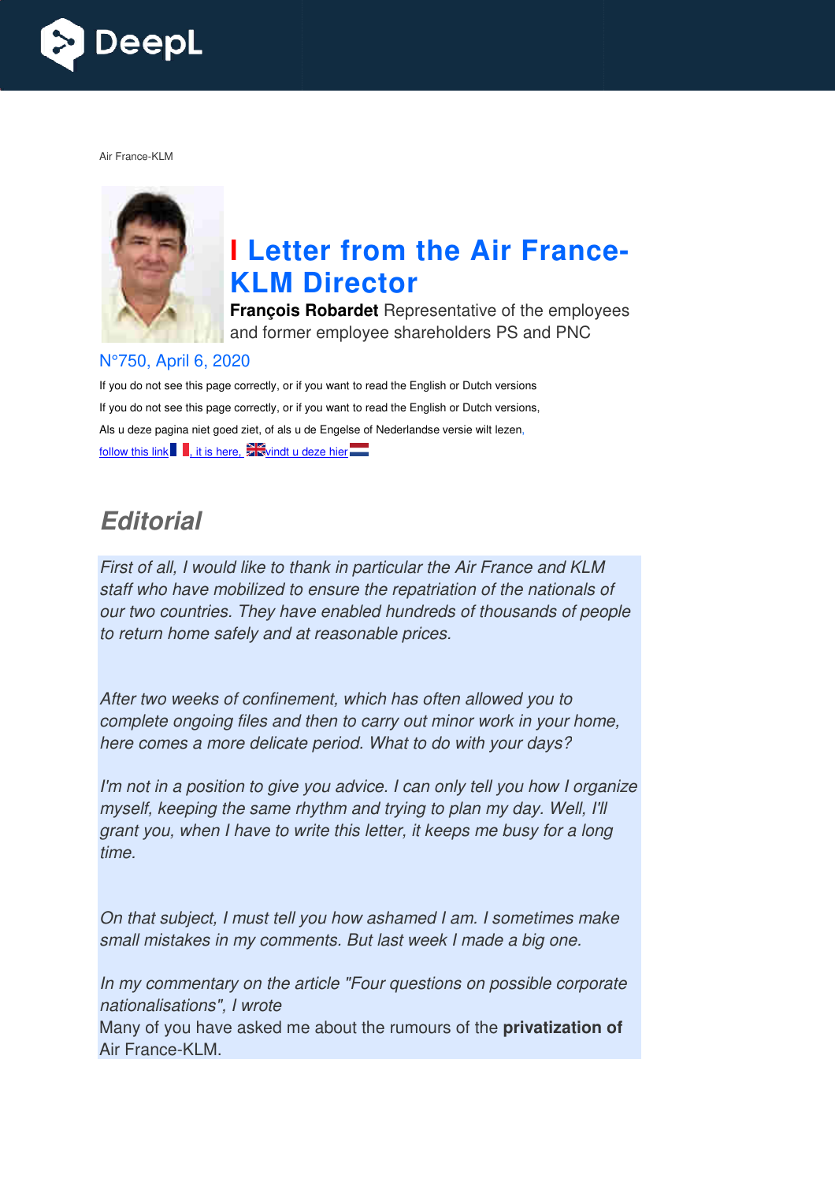Air France-KLM

# Letter from the Air France-KLM Director

**François Robardet** Representative of the employees and former employee shareholders PS and PNC

N°750, April 6, 2020

If you do not see this page correctly, or if you want to read the English or Dutch versions

If you do not see this page correctly, or if you want to read the English or Dutch versions,

Als u deze pagina niet goed ziet, of als u de Engelse of Nederlandse versie wilt lezen,

follow this link, it is here, vindt u deze hier

## Editorial

*First of all, I would like to thank in particular the Air France and KLM staff who have mobilized to ensure the repatriation of the nationals of our two countries. They have enabled hundreds of thousands of people to return home safely and at reasonable prices.*

*After two weeks of confinement, which has often allowed you to complete ongoing files and then to carry out minor work in your home, here comes a more delicate period. What to do with your days?*

*I'm not in a position to give you advice. I can only tell you how I organize myself, keeping the same rhythm and trying to plan my day. Well, I'll grant you, when I have to write this letter, it keeps me busy for a long time.*

*On that subject, I must tell you how ashamed I am. I sometimes make small mistakes in my comments. But last week I made a big one.*

*In my commentary on the article "Four questions on possible corporate nationalisations", I wrote*

Many of you have asked me about the rumours of the **privatization of** Air France-KLM.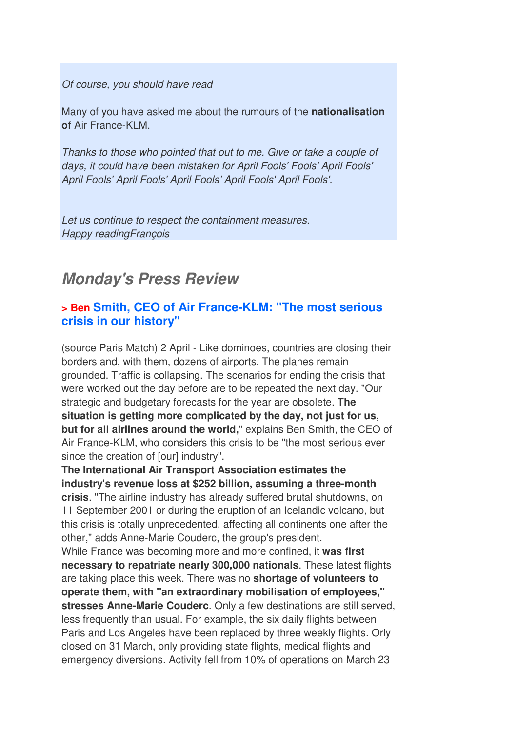*Of course, you should have read*

Many of you have asked me about the rumours of the **nationalisation of** Air France-KLM.

*Thanks to those who pointed that out to me. Give or take a couple of days, it could have been mistaken for April Fools' Fools' April Fools' April Fools' April Fools' April Fools' April Fools' April Fools'.*

*Let us continue to respect the containment measures.*
*Happy readingFrançois*

## *Monday's Press Review*

### > Ben Smith, CEO of Air France-KLM: "The most serious crisis in our history"

(source Paris Match) 2 April - Like dominoes, countries are closing their borders and, with them, dozens of airports. The planes remain grounded. Traffic is collapsing. The scenarios for ending the crisis that were worked out the day before are to be repeated the next day. "Our strategic and budgetary forecasts for the year are obsolete. **The situation is getting more complicated by the day, not just for us, but for all airlines around the world,**" explains Ben Smith, the CEO of Air France-KLM, who considers this crisis to be "the most serious ever since the creation of [our] industry".
**The International Air Transport Association estimates the industry's revenue loss at $252 billion, assuming a three-month crisis**. "The airline industry has already suffered brutal shutdowns, on 11 September 2001 or during the eruption of an Icelandic volcano, but this crisis is totally unprecedented, affecting all continents one after the other," adds Anne-Marie Couderc, the group's president.
While France was becoming more and more confined, it **was first necessary to repatriate nearly 300,000 nationals**. These latest flights are taking place this week. There was no **shortage of volunteers to operate them, with "an extraordinary mobilisation of employees," stresses Anne-Marie Couderc**. Only a few destinations are still served, less frequently than usual. For example, the six daily flights between Paris and Los Angeles have been replaced by three weekly flights. Orly closed on 31 March, only providing state flights, medical flights and emergency diversions. Activity fell from 10% of operations on March 23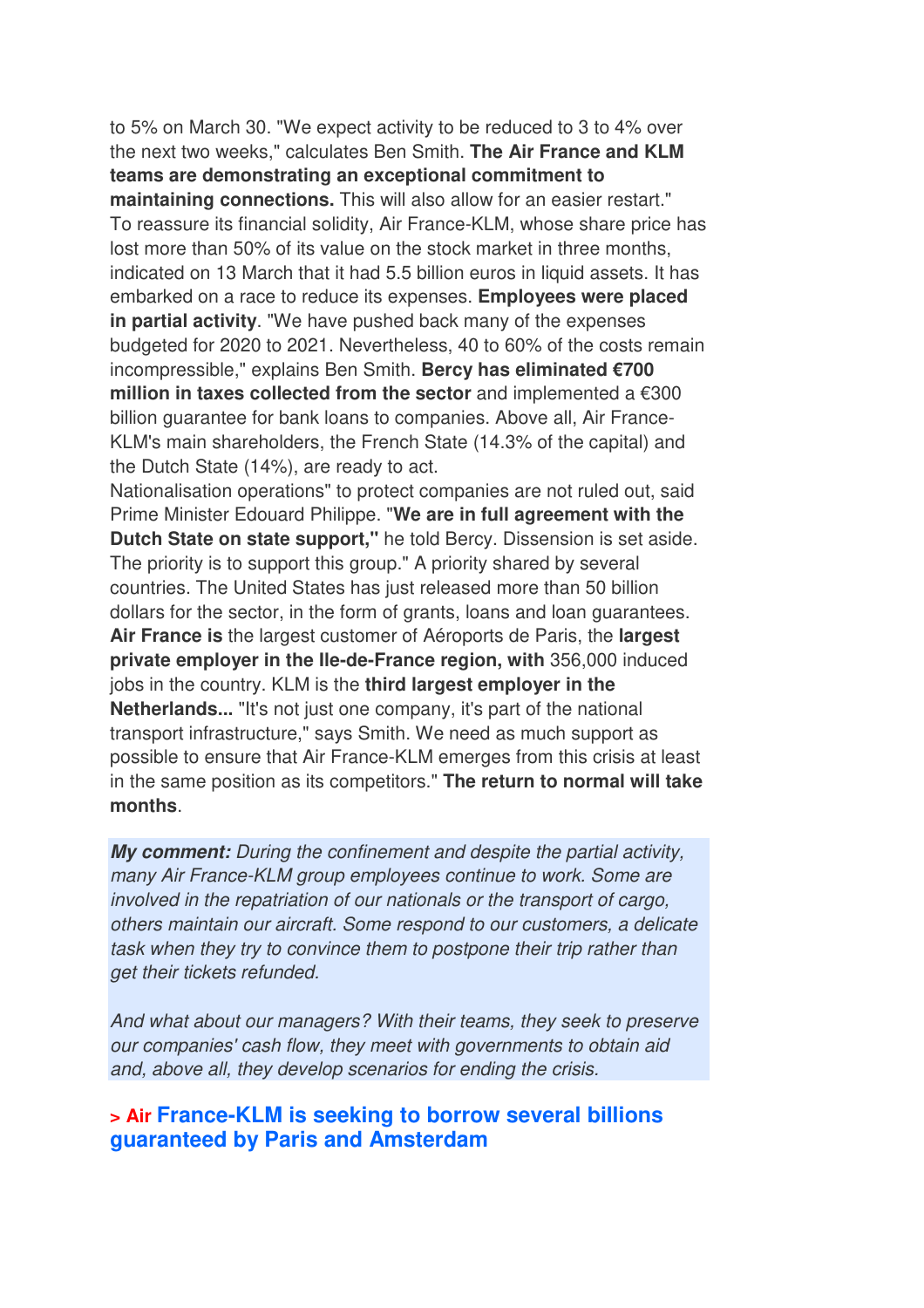to 5% on March 30. "We expect activity to be reduced to 3 to 4% over the next two weeks," calculates Ben Smith. **The Air France and KLM teams are demonstrating an exceptional commitment to maintaining connections.** This will also allow for an easier restart." To reassure its financial solidity, Air France-KLM, whose share price has lost more than 50% of its value on the stock market in three months, indicated on 13 March that it had 5.5 billion euros in liquid assets. It has embarked on a race to reduce its expenses. **Employees were placed in partial activity**. "We have pushed back many of the expenses budgeted for 2020 to 2021. Nevertheless, 40 to 60% of the costs remain incompressible," explains Ben Smith. **Bercy has eliminated €700 million in taxes collected from the sector** and implemented a €300 billion guarantee for bank loans to companies. Above all, Air France-KLM's main shareholders, the French State (14.3% of the capital) and the Dutch State (14%), are ready to act.
Nationalisation operations" to protect companies are not ruled out, said Prime Minister Edouard Philippe. "**We are in full agreement with the Dutch State on state support,"** he told Bercy. Dissension is set aside. The priority is to support this group." A priority shared by several countries. The United States has just released more than 50 billion dollars for the sector, in the form of grants, loans and loan guarantees. **Air France is** the largest customer of Aéroports de Paris, the **largest private employer in the Ile-de-France region, with** 356,000 induced jobs in the country. KLM is the **third largest employer in the Netherlands...** "It's not just one company, it's part of the national transport infrastructure," says Smith. We need as much support as possible to ensure that Air France-KLM emerges from this crisis at least in the same position as its competitors." **The return to normal will take months**.

***My comment:*** *During the confinement and despite the partial activity, many Air France-KLM group employees continue to work. Some are involved in the repatriation of our nationals or the transport of cargo, others maintain our aircraft. Some respond to our customers, a delicate task when they try to convince them to postpone their trip rather than get their tickets refunded.*

*And what about our managers? With their teams, they seek to preserve our companies' cash flow, they meet with governments to obtain aid and, above all, they develop scenarios for ending the crisis.*

### > Air France-KLM is seeking to borrow several billions guaranteed by Paris and Amsterdam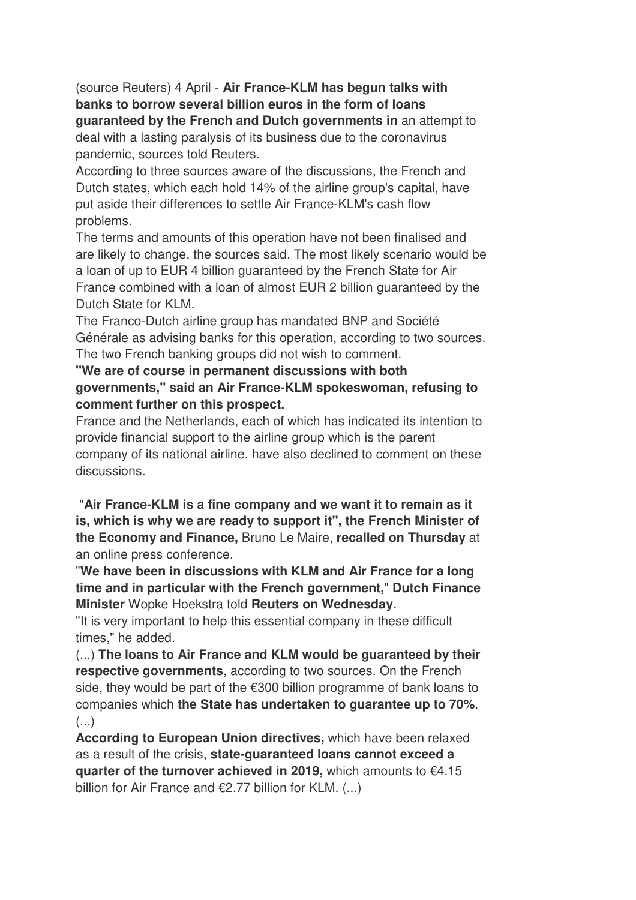(source Reuters) 4 April - **Air France-KLM has begun talks with banks to borrow several billion euros in the form of loans guaranteed by the French and Dutch governments in** an attempt to deal with a lasting paralysis of its business due to the coronavirus pandemic, sources told Reuters.

According to three sources aware of the discussions, the French and Dutch states, which each hold 14% of the airline group's capital, have put aside their differences to settle Air France-KLM's cash flow problems.

The terms and amounts of this operation have not been finalised and are likely to change, the sources said. The most likely scenario would be a loan of up to EUR 4 billion guaranteed by the French State for Air France combined with a loan of almost EUR 2 billion guaranteed by the Dutch State for KLM.

The Franco-Dutch airline group has mandated BNP and Société Générale as advising banks for this operation, according to two sources. The two French banking groups did not wish to comment.

**"We are of course in permanent discussions with both governments," said an Air France-KLM spokeswoman, refusing to comment further on this prospect.**

France and the Netherlands, each of which has indicated its intention to provide financial support to the airline group which is the parent company of its national airline, have also declined to comment on these discussions.

**"Air France-KLM is a fine company and we want it to remain as it is, which is why we are ready to support it", the French Minister of the Economy and Finance,** Bruno Le Maire, **recalled on Thursday** at an online press conference.

"**We have been in discussions with KLM and Air France for a long time and in particular with the French government,**" **Dutch Finance Minister** Wopke Hoekstra told **Reuters on Wednesday.**

"It is very important to help this essential company in these difficult times," he added.

(...) **The loans to Air France and KLM would be guaranteed by their respective governments**, according to two sources. On the French side, they would be part of the €300 billion programme of bank loans to companies which **the State has undertaken to guarantee up to 70%**. (...)

**According to European Union directives,** which have been relaxed as a result of the crisis, **state-guaranteed loans cannot exceed a quarter of the turnover achieved in 2019,** which amounts to €4.15 billion for Air France and €2.77 billion for KLM. (...)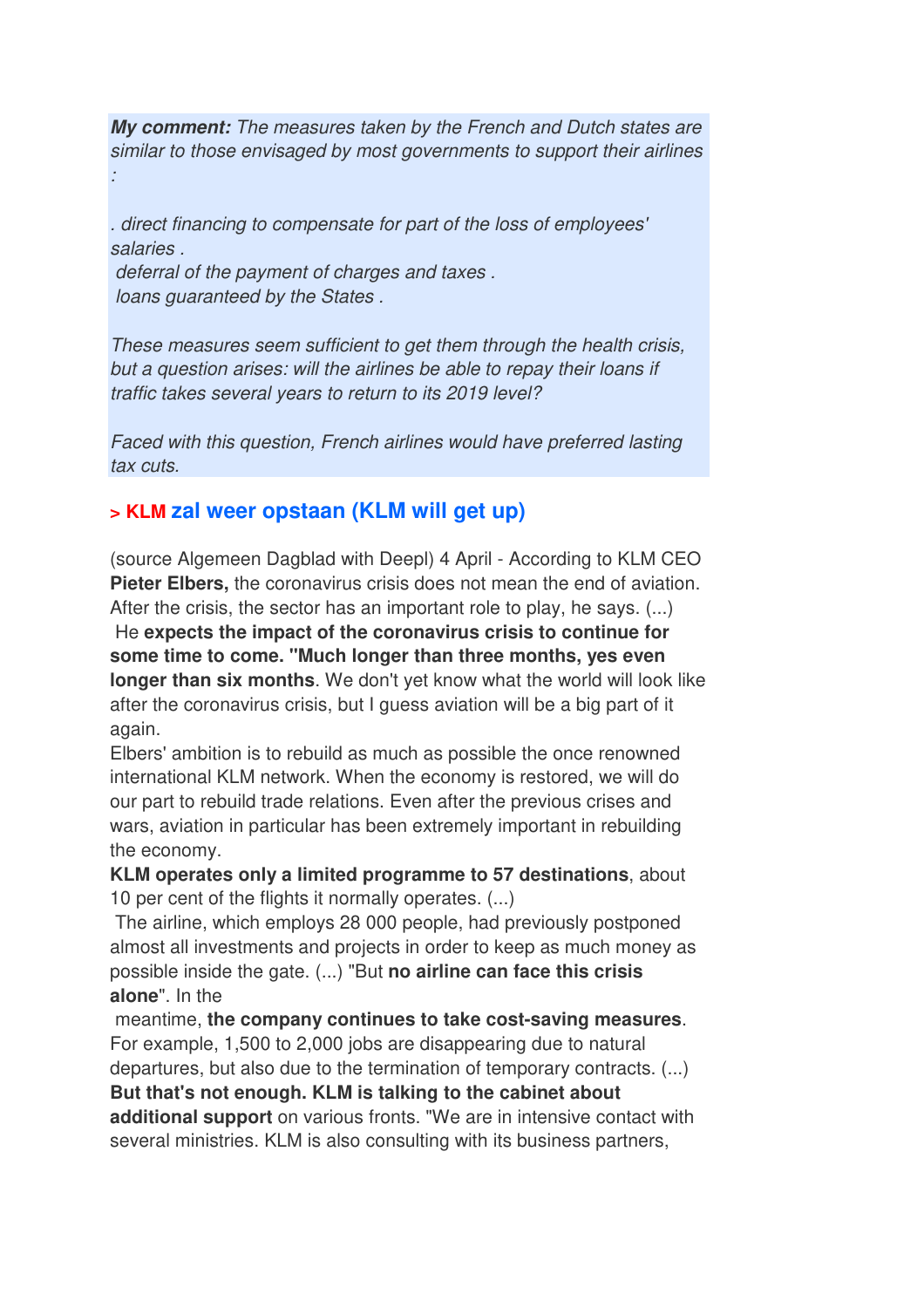***My comment:** The measures taken by the French and Dutch states are similar to those envisaged by most governments to support their airlines :*

*. direct financing to compensate for part of the loss of employees' salaries .*
*deferral of the payment of charges and taxes .*
*loans guaranteed by the States .*

*These measures seem sufficient to get them through the health crisis, but a question arises: will the airlines be able to repay their loans if traffic takes several years to return to its 2019 level?*

*Faced with this question, French airlines would have preferred lasting tax cuts.*

## > KLM zal weer opstaan (KLM will get up)

(source Algemeen Dagblad with Deepl) 4 April - According to KLM CEO **Pieter Elbers,** the coronavirus crisis does not mean the end of aviation. After the crisis, the sector has an important role to play, he says. (...)
He **expects the impact of the coronavirus crisis to continue for some time to come. "Much longer than three months, yes even longer than six months**. We don't yet know what the world will look like after the coronavirus crisis, but I guess aviation will be a big part of it again.
Elbers' ambition is to rebuild as much as possible the once renowned international KLM network. When the economy is restored, we will do our part to rebuild trade relations. Even after the previous crises and wars, aviation in particular has been extremely important in rebuilding the economy.
**KLM operates only a limited programme to 57 destinations**, about 10 per cent of the flights it normally operates. (...)
The airline, which employs 28 000 people, had previously postponed almost all investments and projects in order to keep as much money as possible inside the gate. (...) "But **no airline can face this crisis alone**". In the meantime, **the company continues to take cost-saving measures**. For example, 1,500 to 2,000 jobs are disappearing due to natural departures, but also due to the termination of temporary contracts. (...)
**But that's not enough. KLM is talking to the cabinet about additional support** on various fronts. "We are in intensive contact with several ministries. KLM is also consulting with its business partners,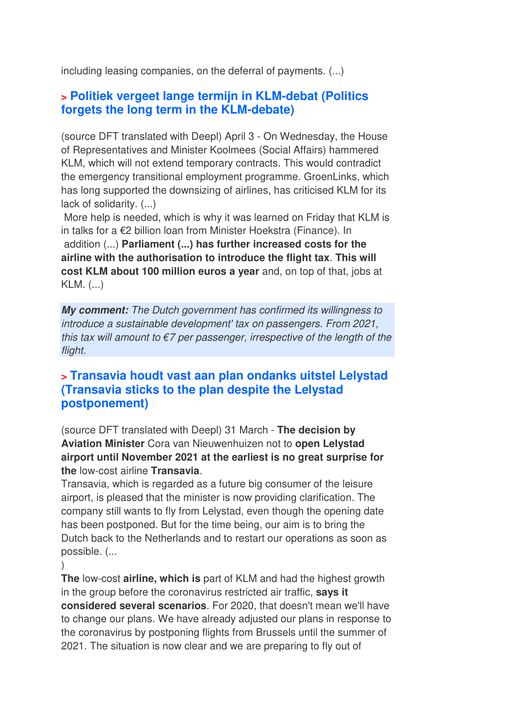including leasing companies, on the deferral of payments. (...)

## > Politiek vergeet lange termijn in KLM-debat (Politics forgets the long term in the KLM-debate)

(source DFT translated with Deepl) April 3 - On Wednesday, the House of Representatives and Minister Koolmees (Social Affairs) hammered KLM, which will not extend temporary contracts. This would contradict the emergency transitional employment programme. GroenLinks, which has long supported the downsizing of airlines, has criticised KLM for its lack of solidarity. (...)
More help is needed, which is why it was learned on Friday that KLM is in talks for a €2 billion loan from Minister Hoekstra (Finance). In addition (...) **Parliament (...) has further increased costs for the airline with the authorisation to introduce the flight tax**. **This will cost KLM about 100 million euros a year** and, on top of that, jobs at KLM. (...)

***My comment:*** *The Dutch government has confirmed its willingness to introduce a sustainable development' tax on passengers. From 2021, this tax will amount to €7 per passenger, irrespective of the length of the flight.*

## > Transavia houdt vast aan plan ondanks uitstel Lelystad (Transavia sticks to the plan despite the Lelystad postponement)

(source DFT translated with Deepl) 31 March - **The decision by Aviation Minister** Cora van Nieuwenhuizen not to **open Lelystad airport until November 2021 at the earliest is no great surprise for the** low-cost airline **Transavia**.
Transavia, which is regarded as a future big consumer of the leisure airport, is pleased that the minister is now providing clarification. The company still wants to fly from Lelystad, even though the opening date has been postponed. But for the time being, our aim is to bring the Dutch back to the Netherlands and to restart our operations as soon as possible. (...
)
**The** low-cost **airline, which is** part of KLM and had the highest growth in the group before the coronavirus restricted air traffic, **says it considered several scenarios**. For 2020, that doesn't mean we'll have to change our plans. We have already adjusted our plans in response to the coronavirus by postponing flights from Brussels until the summer of 2021. The situation is now clear and we are preparing to fly out of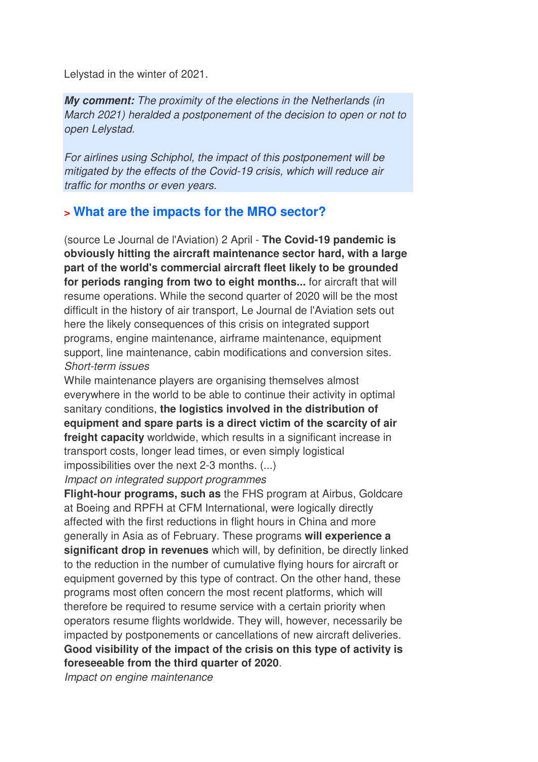Lelystad in the winter of 2021.

***My comment:*** *The proximity of the elections in the Netherlands (in March 2021) heralded a postponement of the decision to open or not to open Lelystad.*

*For airlines using Schiphol, the impact of this postponement will be mitigated by the effects of the Covid-19 crisis, which will reduce air traffic for months or even years.*

## > What are the impacts for the MRO sector?

(source Le Journal de l'Aviation) 2 April - **The Covid-19 pandemic is obviously hitting the aircraft maintenance sector hard, with a large part of the world's commercial aircraft fleet likely to be grounded for periods ranging from two to eight months...** for aircraft that will resume operations. While the second quarter of 2020 will be the most difficult in the history of air transport, Le Journal de l'Aviation sets out here the likely consequences of this crisis on integrated support programs, engine maintenance, airframe maintenance, equipment support, line maintenance, cabin modifications and conversion sites.

*Short-term issues*

While maintenance players are organising themselves almost everywhere in the world to be able to continue their activity in optimal sanitary conditions, **the logistics involved in the distribution of equipment and spare parts is a direct victim of the scarcity of air freight capacity** worldwide, which results in a significant increase in transport costs, longer lead times, or even simply logistical impossibilities over the next 2-3 months. (...)

*Impact on integrated support programmes*

**Flight-hour programs, such as** the FHS program at Airbus, Goldcare at Boeing and RPFH at CFM International, were logically directly affected with the first reductions in flight hours in China and more generally in Asia as of February. These programs **will experience a significant drop in revenues** which will, by definition, be directly linked to the reduction in the number of cumulative flying hours for aircraft or equipment governed by this type of contract. On the other hand, these programs most often concern the most recent platforms, which will therefore be required to resume service with a certain priority when operators resume flights worldwide. They will, however, necessarily be impacted by postponements or cancellations of new aircraft deliveries. **Good visibility of the impact of the crisis on this type of activity is foreseeable from the third quarter of 2020**.

*Impact on engine maintenance*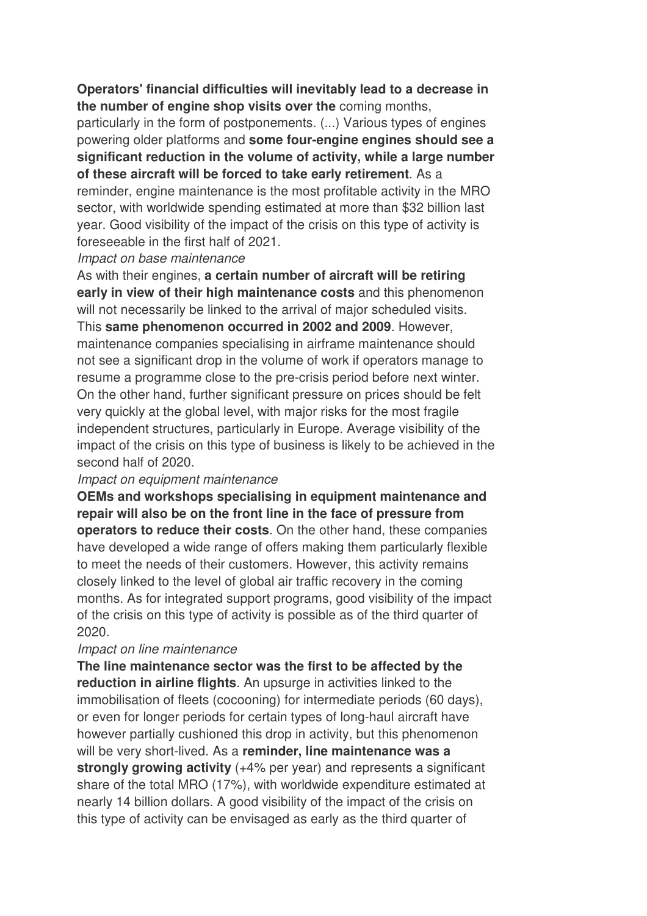**Operators' financial difficulties will inevitably lead to a decrease in the number of engine shop visits over the** coming months, particularly in the form of postponements. (...) Various types of engines powering older platforms and **some four-engine engines should see a significant reduction in the volume of activity, while a large number of these aircraft will be forced to take early retirement**. As a reminder, engine maintenance is the most profitable activity in the MRO sector, with worldwide spending estimated at more than $32 billion last year. Good visibility of the impact of the crisis on this type of activity is foreseeable in the first half of 2021.

*Impact on base maintenance*

As with their engines, **a certain number of aircraft will be retiring early in view of their high maintenance costs** and this phenomenon will not necessarily be linked to the arrival of major scheduled visits. This **same phenomenon occurred in 2002 and 2009**. However, maintenance companies specialising in airframe maintenance should not see a significant drop in the volume of work if operators manage to resume a programme close to the pre-crisis period before next winter. On the other hand, further significant pressure on prices should be felt very quickly at the global level, with major risks for the most fragile independent structures, particularly in Europe. Average visibility of the impact of the crisis on this type of business is likely to be achieved in the second half of 2020.

*Impact on equipment maintenance*

**OEMs and workshops specialising in equipment maintenance and repair will also be on the front line in the face of pressure from operators to reduce their costs**. On the other hand, these companies have developed a wide range of offers making them particularly flexible to meet the needs of their customers. However, this activity remains closely linked to the level of global air traffic recovery in the coming months. As for integrated support programs, good visibility of the impact of the crisis on this type of activity is possible as of the third quarter of 2020.

*Impact on line maintenance*

**The line maintenance sector was the first to be affected by the reduction in airline flights**. An upsurge in activities linked to the immobilisation of fleets (cocooning) for intermediate periods (60 days), or even for longer periods for certain types of long-haul aircraft have however partially cushioned this drop in activity, but this phenomenon will be very short-lived. As a **reminder, line maintenance was a strongly growing activity** (+4% per year) and represents a significant share of the total MRO (17%), with worldwide expenditure estimated at nearly 14 billion dollars. A good visibility of the impact of the crisis on this type of activity can be envisaged as early as the third quarter of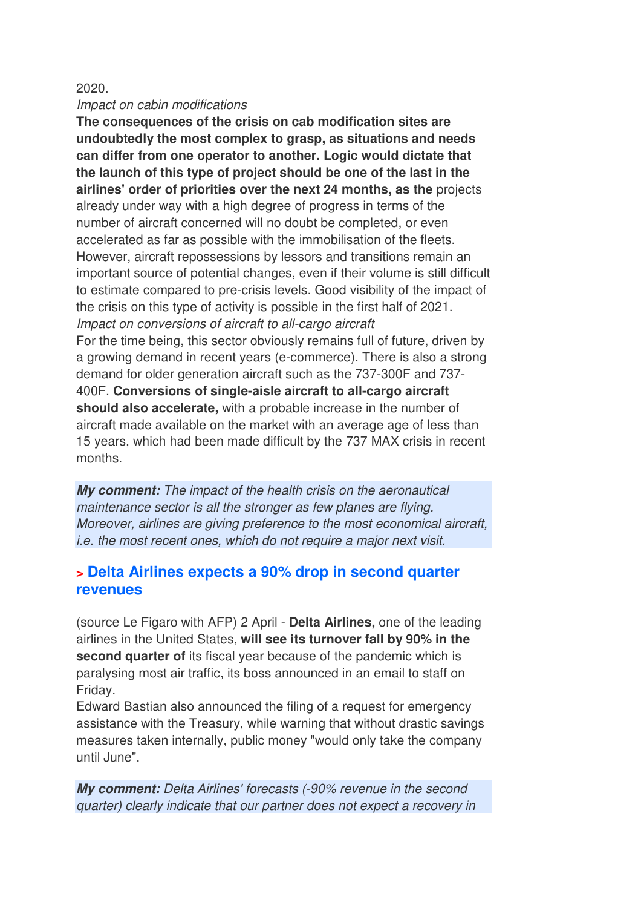2020.

*Impact on cabin modifications*

**The consequences of the crisis on cab modification sites are undoubtedly the most complex to grasp, as situations and needs can differ from one operator to another. Logic would dictate that the launch of this type of project should be one of the last in the airlines' order of priorities over the next 24 months, as the** projects already under way with a high degree of progress in terms of the number of aircraft concerned will no doubt be completed, or even accelerated as far as possible with the immobilisation of the fleets. However, aircraft repossessions by lessors and transitions remain an important source of potential changes, even if their volume is still difficult to estimate compared to pre-crisis levels. Good visibility of the impact of the crisis on this type of activity is possible in the first half of 2021.

*Impact on conversions of aircraft to all-cargo aircraft*

For the time being, this sector obviously remains full of future, driven by a growing demand in recent years (e-commerce). There is also a strong demand for older generation aircraft such as the 737-300F and 737-400F. **Conversions of single-aisle aircraft to all-cargo aircraft should also accelerate,** with a probable increase in the number of aircraft made available on the market with an average age of less than 15 years, which had been made difficult by the 737 MAX crisis in recent months.

***My comment:*** *The impact of the health crisis on the aeronautical maintenance sector is all the stronger as few planes are flying. Moreover, airlines are giving preference to the most economical aircraft, i.e. the most recent ones, which do not require a major next visit.*

## > Delta Airlines expects a 90% drop in second quarter revenues

(source Le Figaro with AFP) 2 April - **Delta Airlines,** one of the leading airlines in the United States, **will see its turnover fall by 90% in the second quarter of** its fiscal year because of the pandemic which is paralysing most air traffic, its boss announced in an email to staff on Friday.

Edward Bastian also announced the filing of a request for emergency assistance with the Treasury, while warning that without drastic savings measures taken internally, public money "would only take the company until June".

***My comment:*** *Delta Airlines' forecasts (-90% revenue in the second quarter) clearly indicate that our partner does not expect a recovery in*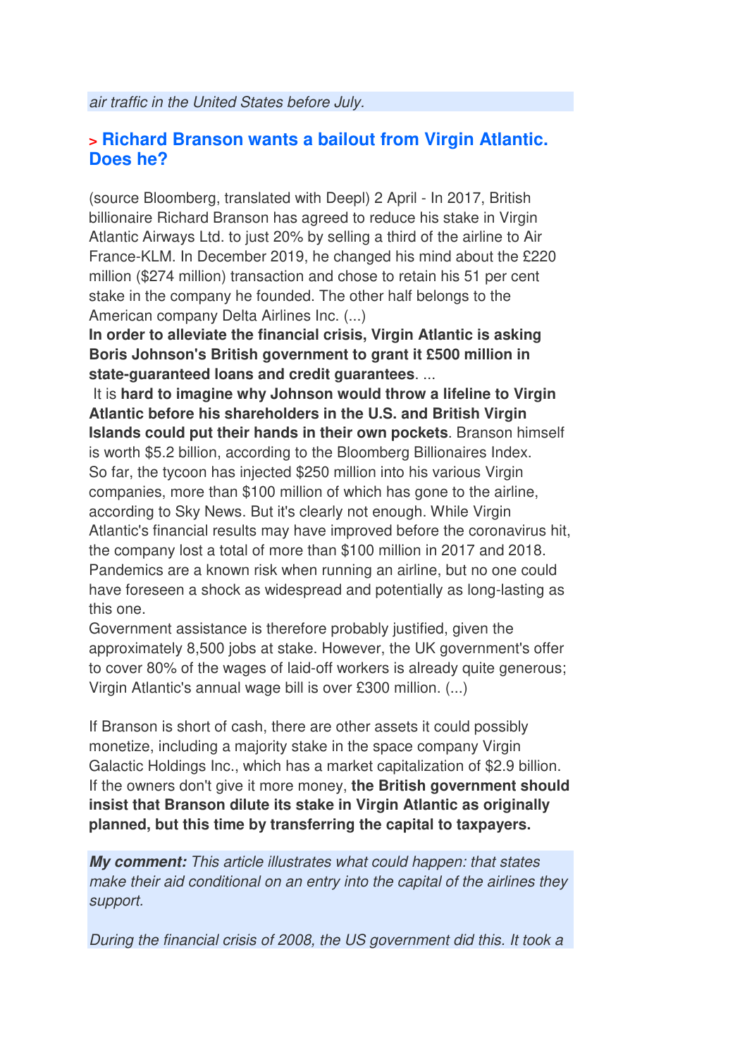*air traffic in the United States before July.*

## > Richard Branson wants a bailout from Virgin Atlantic. Does he?

(source Bloomberg, translated with Deepl) 2 April - In 2017, British billionaire Richard Branson has agreed to reduce his stake in Virgin Atlantic Airways Ltd. to just 20% by selling a third of the airline to Air France-KLM. In December 2019, he changed his mind about the £220 million ($274 million) transaction and chose to retain his 51 per cent stake in the company he founded. The other half belongs to the American company Delta Airlines Inc. (...)
**In order to alleviate the financial crisis, Virgin Atlantic is asking Boris Johnson's British government to grant it £500 million in state-guaranteed loans and credit guarantees**. ...
It is **hard to imagine why Johnson would throw a lifeline to Virgin Atlantic before his shareholders in the U.S. and British Virgin Islands could put their hands in their own pockets**. Branson himself is worth $5.2 billion, according to the Bloomberg Billionaires Index. So far, the tycoon has injected $250 million into his various Virgin companies, more than $100 million of which has gone to the airline, according to Sky News. But it's clearly not enough. While Virgin Atlantic's financial results may have improved before the coronavirus hit, the company lost a total of more than $100 million in 2017 and 2018. Pandemics are a known risk when running an airline, but no one could have foreseen a shock as widespread and potentially as long-lasting as this one.
Government assistance is therefore probably justified, given the approximately 8,500 jobs at stake. However, the UK government's offer to cover 80% of the wages of laid-off workers is already quite generous; Virgin Atlantic's annual wage bill is over £300 million. (...)

If Branson is short of cash, there are other assets it could possibly monetize, including a majority stake in the space company Virgin Galactic Holdings Inc., which has a market capitalization of $2.9 billion. If the owners don't give it more money, **the British government should insist that Branson dilute its stake in Virgin Atlantic as originally planned, but this time by transferring the capital to taxpayers.**

***My comment:*** *This article illustrates what could happen: that states make their aid conditional on an entry into the capital of the airlines they support.*

*During the financial crisis of 2008, the US government did this. It took a*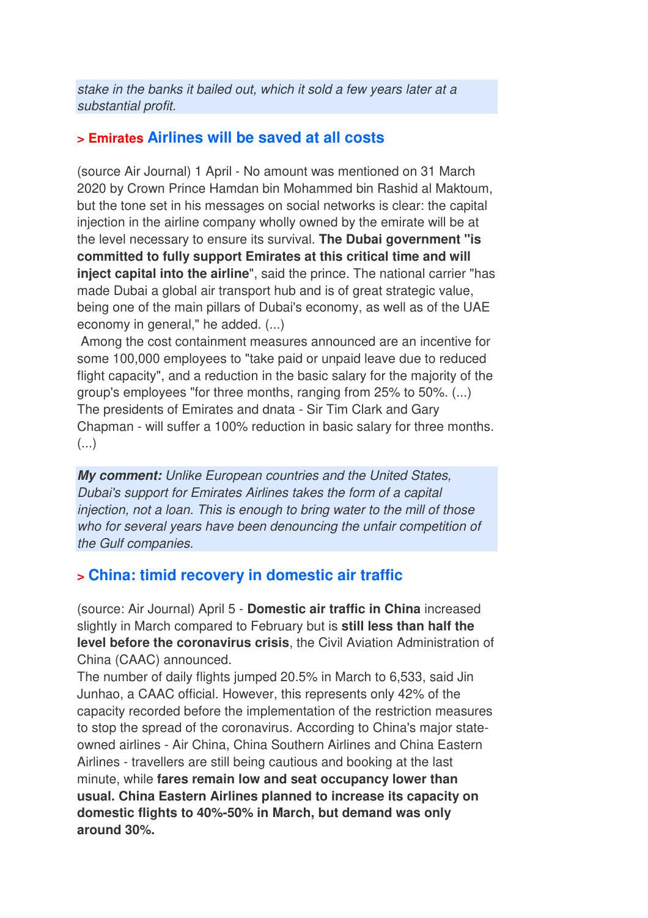*stake in the banks it bailed out, which it sold a few years later at a substantial profit.*

## > Emirates Airlines will be saved at all costs

(source Air Journal) 1 April - No amount was mentioned on 31 March 2020 by Crown Prince Hamdan bin Mohammed bin Rashid al Maktoum, but the tone set in his messages on social networks is clear: the capital injection in the airline company wholly owned by the emirate will be at the level necessary to ensure its survival. **The Dubai government "is committed to fully support Emirates at this critical time and will inject capital into the airline**", said the prince. The national carrier "has made Dubai a global air transport hub and is of great strategic value, being one of the main pillars of Dubai's economy, as well as of the UAE economy in general," he added. (...)

Among the cost containment measures announced are an incentive for some 100,000 employees to "take paid or unpaid leave due to reduced flight capacity", and a reduction in the basic salary for the majority of the group's employees "for three months, ranging from 25% to 50%. (...) The presidents of Emirates and dnata - Sir Tim Clark and Gary Chapman - will suffer a 100% reduction in basic salary for three months. (...)

***My comment:*** *Unlike European countries and the United States, Dubai's support for Emirates Airlines takes the form of a capital injection, not a loan. This is enough to bring water to the mill of those who for several years have been denouncing the unfair competition of the Gulf companies.*

## > China: timid recovery in domestic air traffic

(source: Air Journal) April 5 - **Domestic air traffic in China** increased slightly in March compared to February but is **still less than half the level before the coronavirus crisis**, the Civil Aviation Administration of China (CAAC) announced.

The number of daily flights jumped 20.5% in March to 6,533, said Jin Junhao, a CAAC official. However, this represents only 42% of the capacity recorded before the implementation of the restriction measures to stop the spread of the coronavirus. According to China's major state-owned airlines - Air China, China Southern Airlines and China Eastern Airlines - travellers are still being cautious and booking at the last minute, while **fares remain low and seat occupancy lower than usual. China Eastern Airlines planned to increase its capacity on domestic flights to 40%-50% in March, but demand was only around 30%.**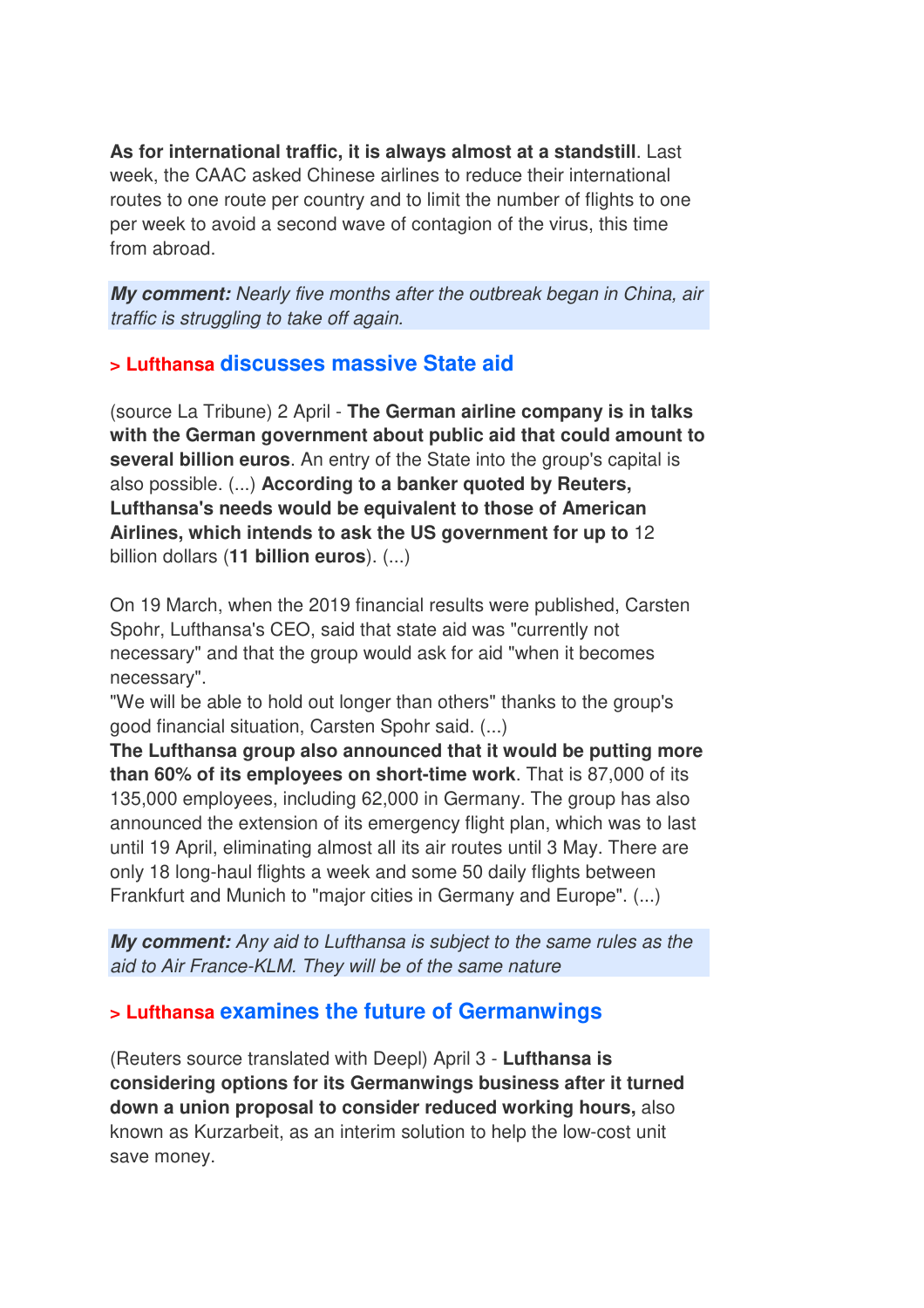**As for international traffic, it is always almost at a standstill**. Last week, the CAAC asked Chinese airlines to reduce their international routes to one route per country and to limit the number of flights to one per week to avoid a second wave of contagion of the virus, this time from abroad.

***My comment:*** *Nearly five months after the outbreak began in China, air traffic is struggling to take off again.*

### > Lufthansa discusses massive State aid

(source La Tribune) 2 April - **The German airline company is in talks with the German government about public aid that could amount to several billion euros**. An entry of the State into the group's capital is also possible. (...) **According to a banker quoted by Reuters, Lufthansa's needs would be equivalent to those of American Airlines, which intends to ask the US government for up to** 12 billion dollars (**11 billion euros**). (...)

On 19 March, when the 2019 financial results were published, Carsten Spohr, Lufthansa's CEO, said that state aid was "currently not necessary" and that the group would ask for aid "when it becomes necessary".
"We will be able to hold out longer than others" thanks to the group's good financial situation, Carsten Spohr said. (...)
**The Lufthansa group also announced that it would be putting more than 60% of its employees on short-time work**. That is 87,000 of its 135,000 employees, including 62,000 in Germany. The group has also announced the extension of its emergency flight plan, which was to last until 19 April, eliminating almost all its air routes until 3 May. There are only 18 long-haul flights a week and some 50 daily flights between Frankfurt and Munich to "major cities in Germany and Europe". (...)

***My comment:*** *Any aid to Lufthansa is subject to the same rules as the aid to Air France-KLM. They will be of the same nature*

### > Lufthansa examines the future of Germanwings

(Reuters source translated with Deepl) April 3 - **Lufthansa is considering options for its Germanwings business after it turned down a union proposal to consider reduced working hours,** also known as Kurzarbeit, as an interim solution to help the low-cost unit save money.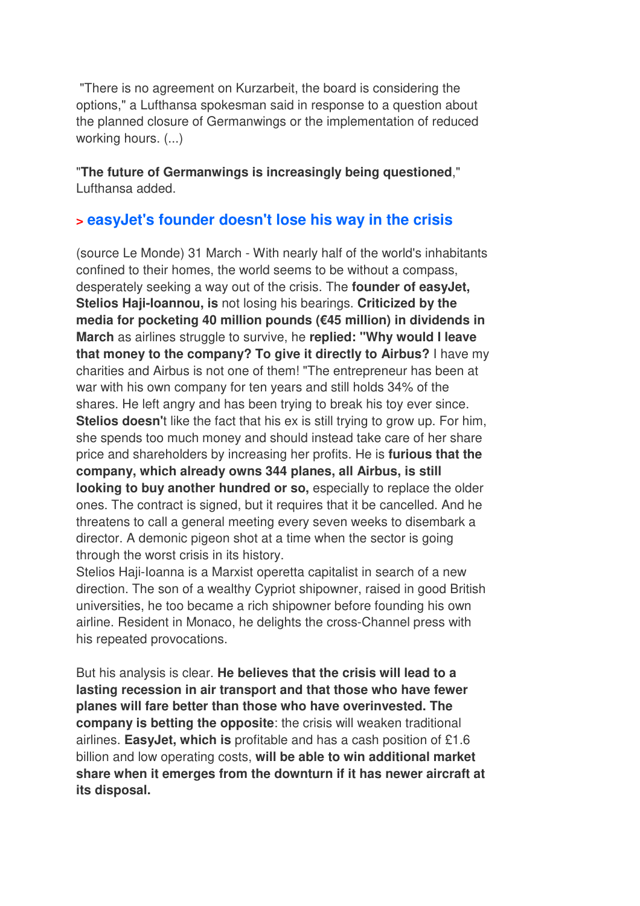"There is no agreement on Kurzarbeit, the board is considering the options," a Lufthansa spokesman said in response to a question about the planned closure of Germanwings or the implementation of reduced working hours. (...)

"**The future of Germanwings is increasingly being questioned**," Lufthansa added.

## > easyJet's founder doesn't lose his way in the crisis

(source Le Monde) 31 March - With nearly half of the world's inhabitants confined to their homes, the world seems to be without a compass, desperately seeking a way out of the crisis. The **founder of easyJet, Stelios Haji-Ioannou, is** not losing his bearings. **Criticized by the media for pocketing 40 million pounds (€45 million) in dividends in March** as airlines struggle to survive, he **replied: "Why would I leave that money to the company? To give it directly to Airbus?** I have my charities and Airbus is not one of them! "The entrepreneur has been at war with his own company for ten years and still holds 34% of the shares. He left angry and has been trying to break his toy ever since. **Stelios doesn'**t like the fact that his ex is still trying to grow up. For him, she spends too much money and should instead take care of her share price and shareholders by increasing her profits. He is **furious that the company, which already owns 344 planes, all Airbus, is still looking to buy another hundred or so,** especially to replace the older ones. The contract is signed, but it requires that it be cancelled. And he threatens to call a general meeting every seven weeks to disembark a director. A demonic pigeon shot at a time when the sector is going through the worst crisis in its history.
Stelios Haji-Ioanna is a Marxist operetta capitalist in search of a new direction. The son of a wealthy Cypriot shipowner, raised in good British universities, he too became a rich shipowner before founding his own airline. Resident in Monaco, he delights the cross-Channel press with his repeated provocations.

But his analysis is clear. **He believes that the crisis will lead to a lasting recession in air transport and that those who have fewer planes will fare better than those who have overinvested. The company is betting the opposite**: the crisis will weaken traditional airlines. **EasyJet, which is** profitable and has a cash position of £1.6 billion and low operating costs, **will be able to win additional market share when it emerges from the downturn if it has newer aircraft at its disposal.**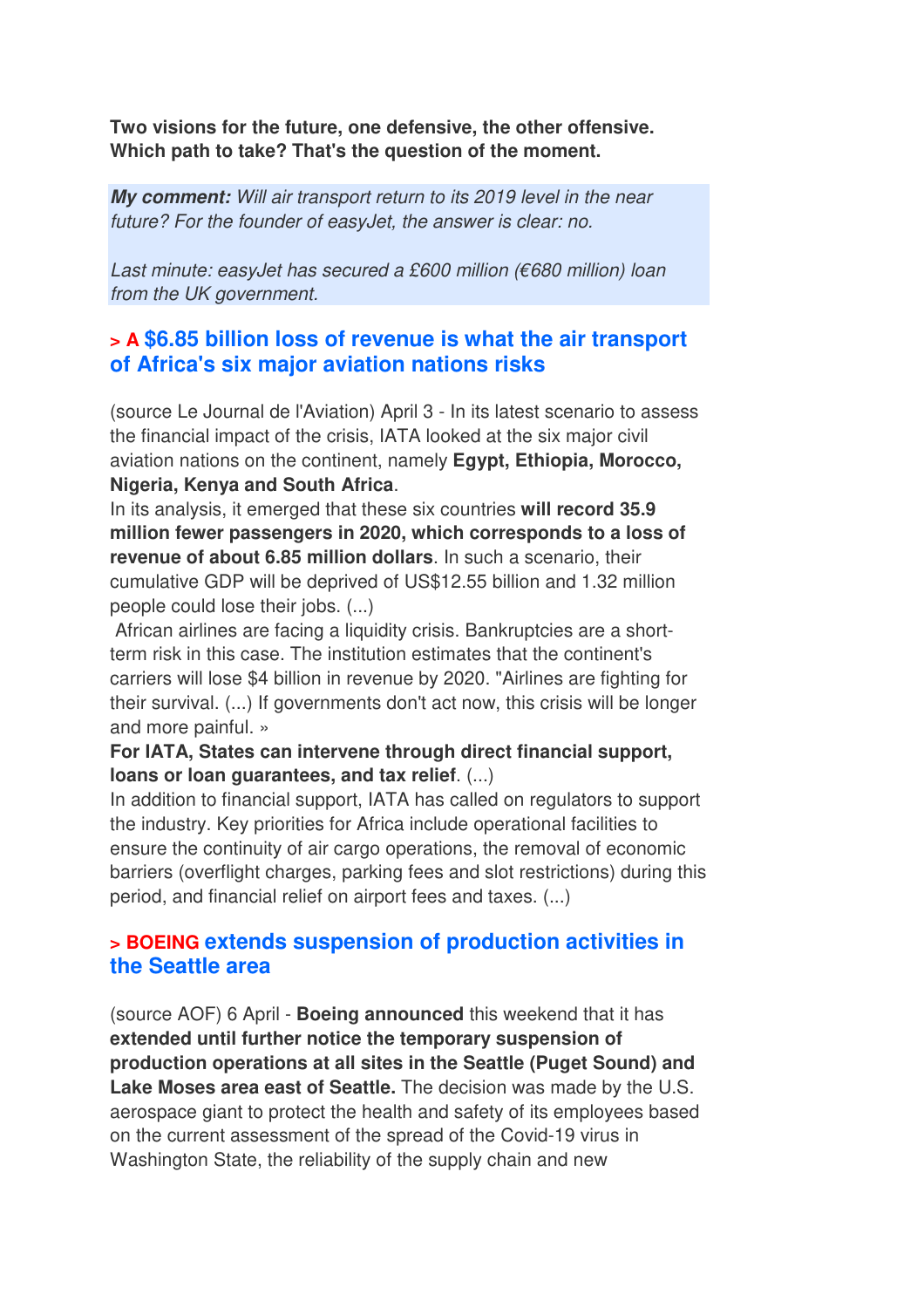**Two visions for the future, one defensive, the other offensive. Which path to take? That's the question of the moment.**

> ***My comment:*** *Will air transport return to its 2019 level in the near future? For the founder of easyJet, the answer is clear: no.*
>
> *Last minute: easyJet has secured a £600 million (€680 million) loan from the UK government.*

## > A $6.85 billion loss of revenue is what the air transport of Africa's six major aviation nations risks

(source Le Journal de l'Aviation) April 3 - In its latest scenario to assess the financial impact of the crisis, IATA looked at the six major civil aviation nations on the continent, namely **Egypt, Ethiopia, Morocco, Nigeria, Kenya and South Africa**.

In its analysis, it emerged that these six countries **will record 35.9 million fewer passengers in 2020, which corresponds to a loss of revenue of about 6.85 million dollars**. In such a scenario, their cumulative GDP will be deprived of US$12.55 billion and 1.32 million people could lose their jobs. (...)

African airlines are facing a liquidity crisis. Bankruptcies are a short-term risk in this case. The institution estimates that the continent's carriers will lose $4 billion in revenue by 2020. "Airlines are fighting for their survival. (...) If governments don't act now, this crisis will be longer and more painful. »

**For IATA, States can intervene through direct financial support, loans or loan guarantees, and tax relief**. (...)

In addition to financial support, IATA has called on regulators to support the industry. Key priorities for Africa include operational facilities to ensure the continuity of air cargo operations, the removal of economic barriers (overflight charges, parking fees and slot restrictions) during this period, and financial relief on airport fees and taxes. (...)

## > BOEING extends suspension of production activities in the Seattle area

(source AOF) 6 April - **Boeing announced** this weekend that it has **extended until further notice the temporary suspension of production operations at all sites in the Seattle (Puget Sound) and Lake Moses area east of Seattle.** The decision was made by the U.S. aerospace giant to protect the health and safety of its employees based on the current assessment of the spread of the Covid-19 virus in Washington State, the reliability of the supply chain and new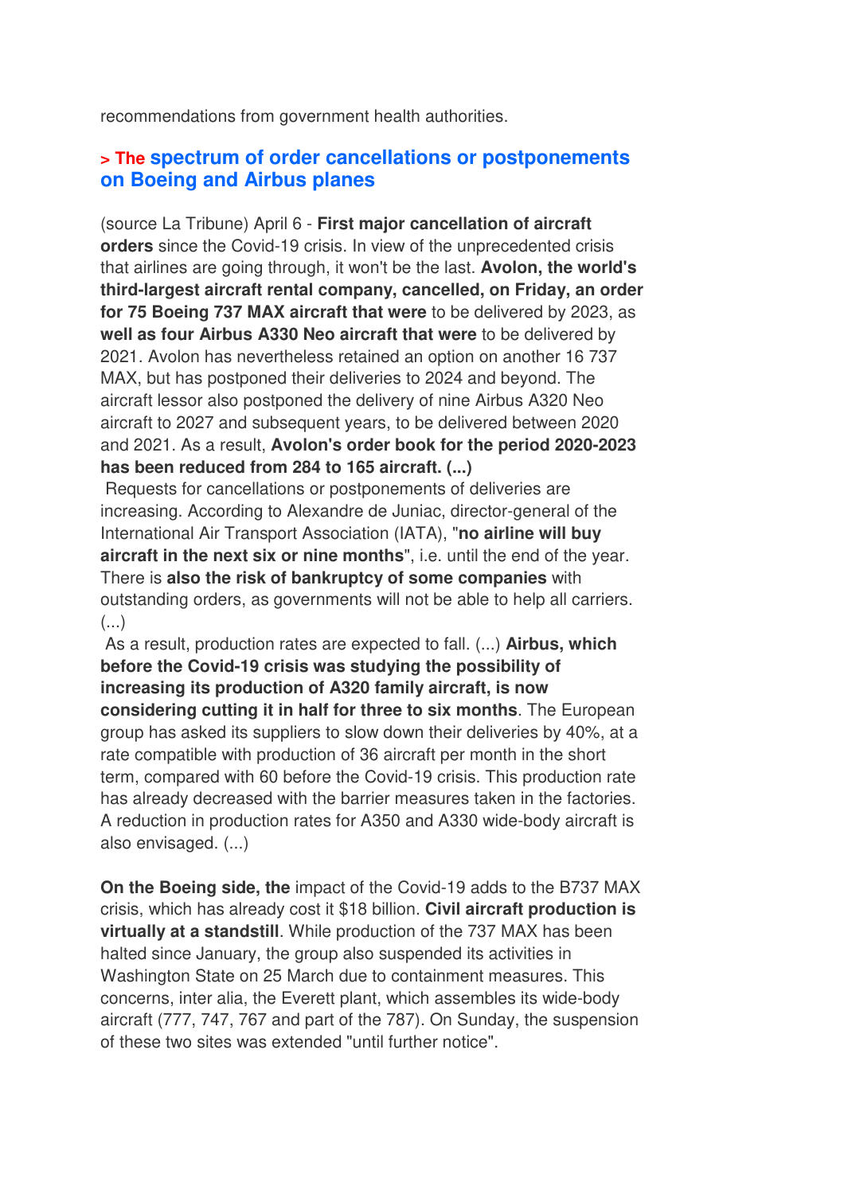recommendations from government health authorities.

### > The spectrum of order cancellations or postponements on Boeing and Airbus planes

(source La Tribune) April 6 - **First major cancellation of aircraft orders** since the Covid-19 crisis. In view of the unprecedented crisis that airlines are going through, it won't be the last. **Avolon, the world's third-largest aircraft rental company, cancelled, on Friday, an order for 75 Boeing 737 MAX aircraft that were** to be delivered by 2023, as **well as four Airbus A330 Neo aircraft that were** to be delivered by 2021. Avolon has nevertheless retained an option on another 16 737 MAX, but has postponed their deliveries to 2024 and beyond. The aircraft lessor also postponed the delivery of nine Airbus A320 Neo aircraft to 2027 and subsequent years, to be delivered between 2020 and 2021. As a result, **Avolon's order book for the period 2020-2023 has been reduced from 284 to 165 aircraft. (...)**

Requests for cancellations or postponements of deliveries are increasing. According to Alexandre de Juniac, director-general of the International Air Transport Association (IATA), "**no airline will buy aircraft in the next six or nine months**", i.e. until the end of the year. There is **also the risk of bankruptcy of some companies** with outstanding orders, as governments will not be able to help all carriers. (...)

As a result, production rates are expected to fall. (...) **Airbus, which before the Covid-19 crisis was studying the possibility of increasing its production of A320 family aircraft, is now considering cutting it in half for three to six months**. The European group has asked its suppliers to slow down their deliveries by 40%, at a rate compatible with production of 36 aircraft per month in the short term, compared with 60 before the Covid-19 crisis. This production rate has already decreased with the barrier measures taken in the factories. A reduction in production rates for A350 and A330 wide-body aircraft is also envisaged. (...)

**On the Boeing side, the** impact of the Covid-19 adds to the B737 MAX crisis, which has already cost it $18 billion. **Civil aircraft production is virtually at a standstill**. While production of the 737 MAX has been halted since January, the group also suspended its activities in Washington State on 25 March due to containment measures. This concerns, inter alia, the Everett plant, which assembles its wide-body aircraft (777, 747, 767 and part of the 787). On Sunday, the suspension of these two sites was extended "until further notice".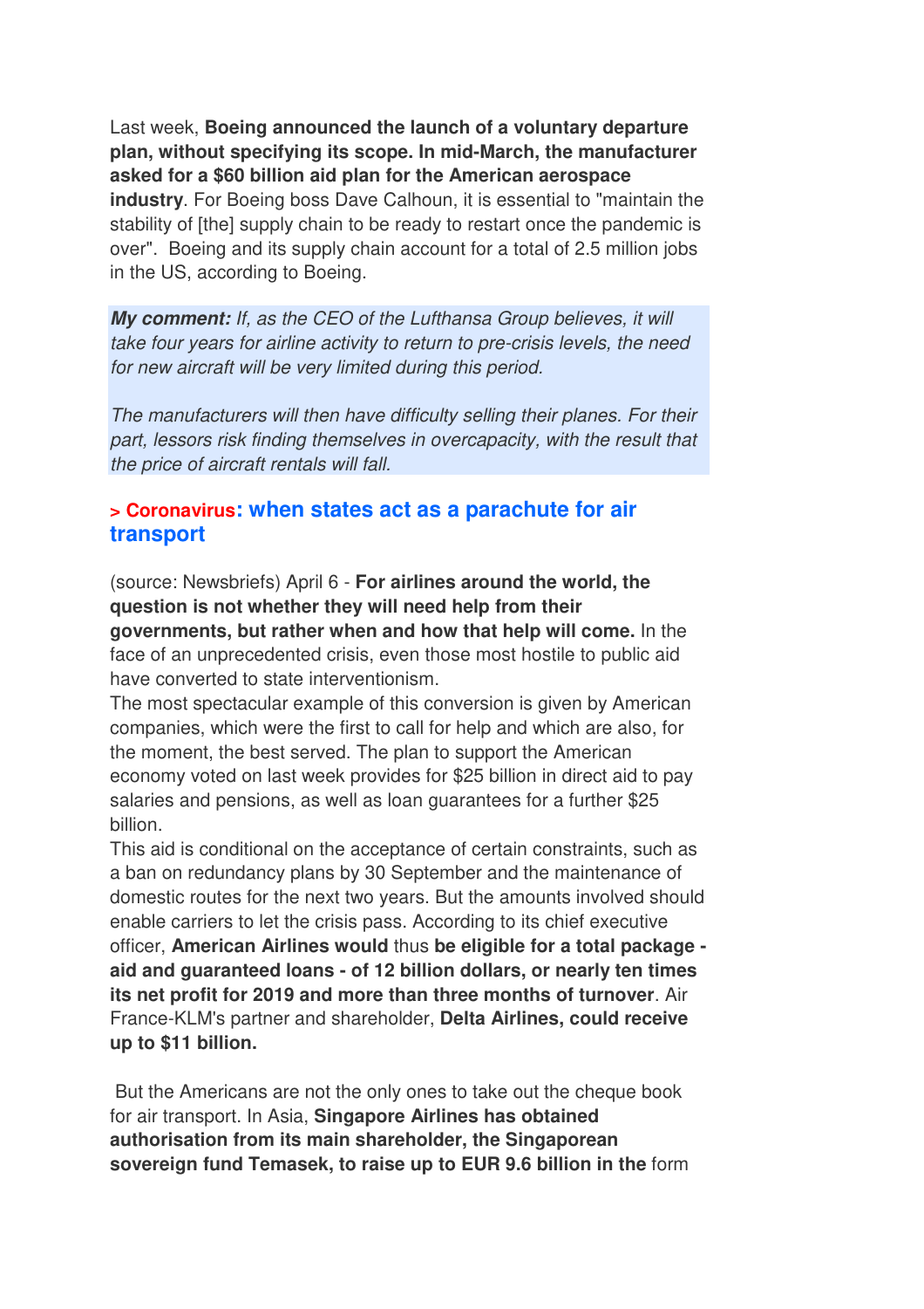Last week, **Boeing announced the launch of a voluntary departure plan, without specifying its scope. In mid-March, the manufacturer asked for a $60 billion aid plan for the American aerospace industry**. For Boeing boss Dave Calhoun, it is essential to "maintain the stability of [the] supply chain to be ready to restart once the pandemic is over". Boeing and its supply chain account for a total of 2.5 million jobs in the US, according to Boeing.

> ***My comment:*** *If, as the CEO of the Lufthansa Group believes, it will take four years for airline activity to return to pre-crisis levels, the need for new aircraft will be very limited during this period.*
>
> *The manufacturers will then have difficulty selling their planes. For their part, lessors risk finding themselves in overcapacity, with the result that the price of aircraft rentals will fall.*

### > Coronavirus: when states act as a parachute for air transport

(source: Newsbriefs) April 6 - **For airlines around the world, the question is not whether they will need help from their governments, but rather when and how that help will come.** In the face of an unprecedented crisis, even those most hostile to public aid have converted to state interventionism.

The most spectacular example of this conversion is given by American companies, which were the first to call for help and which are also, for the moment, the best served. The plan to support the American economy voted on last week provides for $25 billion in direct aid to pay salaries and pensions, as well as loan guarantees for a further $25 billion.

This aid is conditional on the acceptance of certain constraints, such as a ban on redundancy plans by 30 September and the maintenance of domestic routes for the next two years. But the amounts involved should enable carriers to let the crisis pass. According to its chief executive officer, **American Airlines would** thus **be eligible for a total package - aid and guaranteed loans - of 12 billion dollars, or nearly ten times its net profit for 2019 and more than three months of turnover**. Air France-KLM's partner and shareholder, **Delta Airlines, could receive up to $11 billion.**

But the Americans are not the only ones to take out the cheque book for air transport. In Asia, **Singapore Airlines has obtained authorisation from its main shareholder, the Singaporean sovereign fund Temasek, to raise up to EUR 9.6 billion in the** form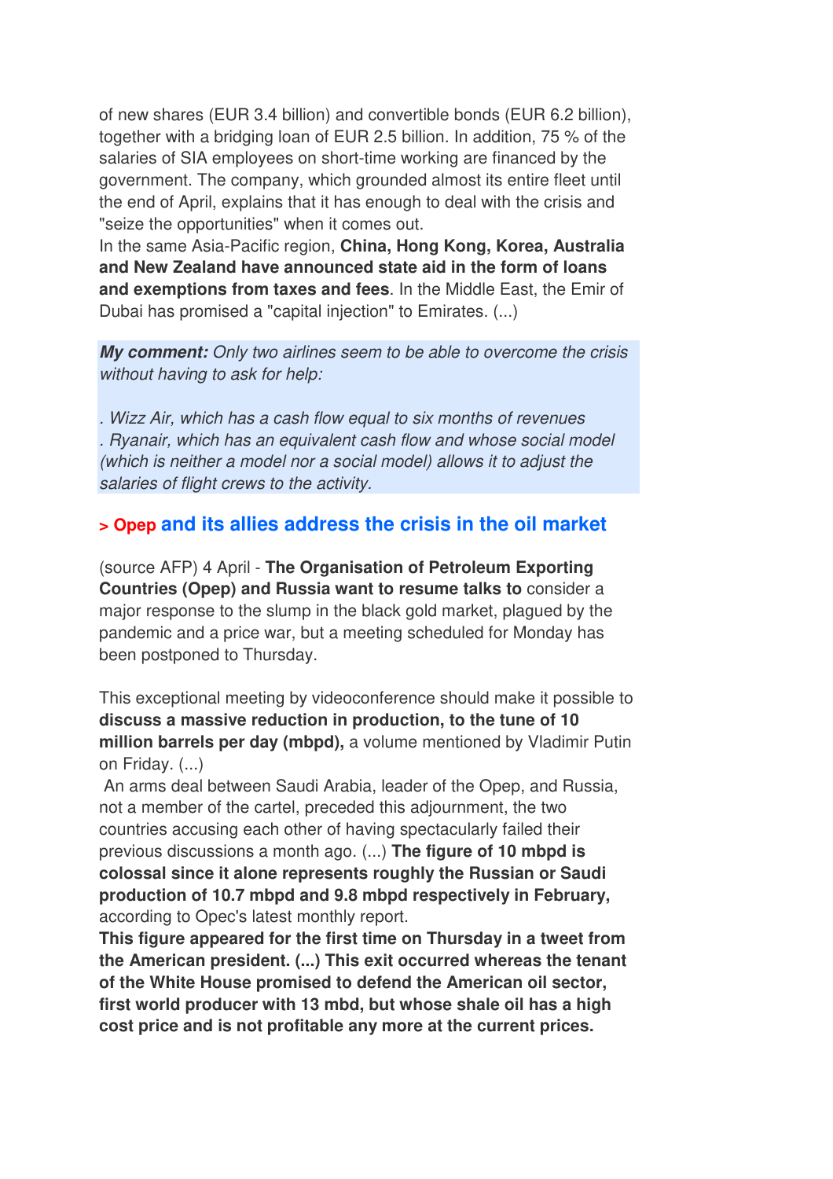of new shares (EUR 3.4 billion) and convertible bonds (EUR 6.2 billion), together with a bridging loan of EUR 2.5 billion. In addition, 75 % of the salaries of SIA employees on short-time working are financed by the government. The company, which grounded almost its entire fleet until the end of April, explains that it has enough to deal with the crisis and "seize the opportunities" when it comes out.
In the same Asia-Pacific region, **China, Hong Kong, Korea, Australia and New Zealand have announced state aid in the form of loans and exemptions from taxes and fees**. In the Middle East, the Emir of Dubai has promised a "capital injection" to Emirates. (...)

***My comment:*** *Only two airlines seem to be able to overcome the crisis without having to ask for help:*

*. Wizz Air, which has a cash flow equal to six months of revenues*
*. Ryanair, which has an equivalent cash flow and whose social model (which is neither a model nor a social model) allows it to adjust the salaries of flight crews to the activity.*

## > Opep and its allies address the crisis in the oil market

(source AFP) 4 April - **The Organisation of Petroleum Exporting Countries (Opep) and Russia want to resume talks to** consider a major response to the slump in the black gold market, plagued by the pandemic and a price war, but a meeting scheduled for Monday has been postponed to Thursday.

This exceptional meeting by videoconference should make it possible to **discuss a massive reduction in production, to the tune of 10 million barrels per day (mbpd),** a volume mentioned by Vladimir Putin on Friday. (...)
An arms deal between Saudi Arabia, leader of the Opep, and Russia, not a member of the cartel, preceded this adjournment, the two countries accusing each other of having spectacularly failed their previous discussions a month ago. (...) **The figure of 10 mbpd is colossal since it alone represents roughly the Russian or Saudi production of 10.7 mbpd and 9.8 mbpd respectively in February,** according to Opec's latest monthly report.
**This figure appeared for the first time on Thursday in a tweet from the American president. (...) This exit occurred whereas the tenant of the White House promised to defend the American oil sector, first world producer with 13 mbd, but whose shale oil has a high cost price and is not profitable any more at the current prices.**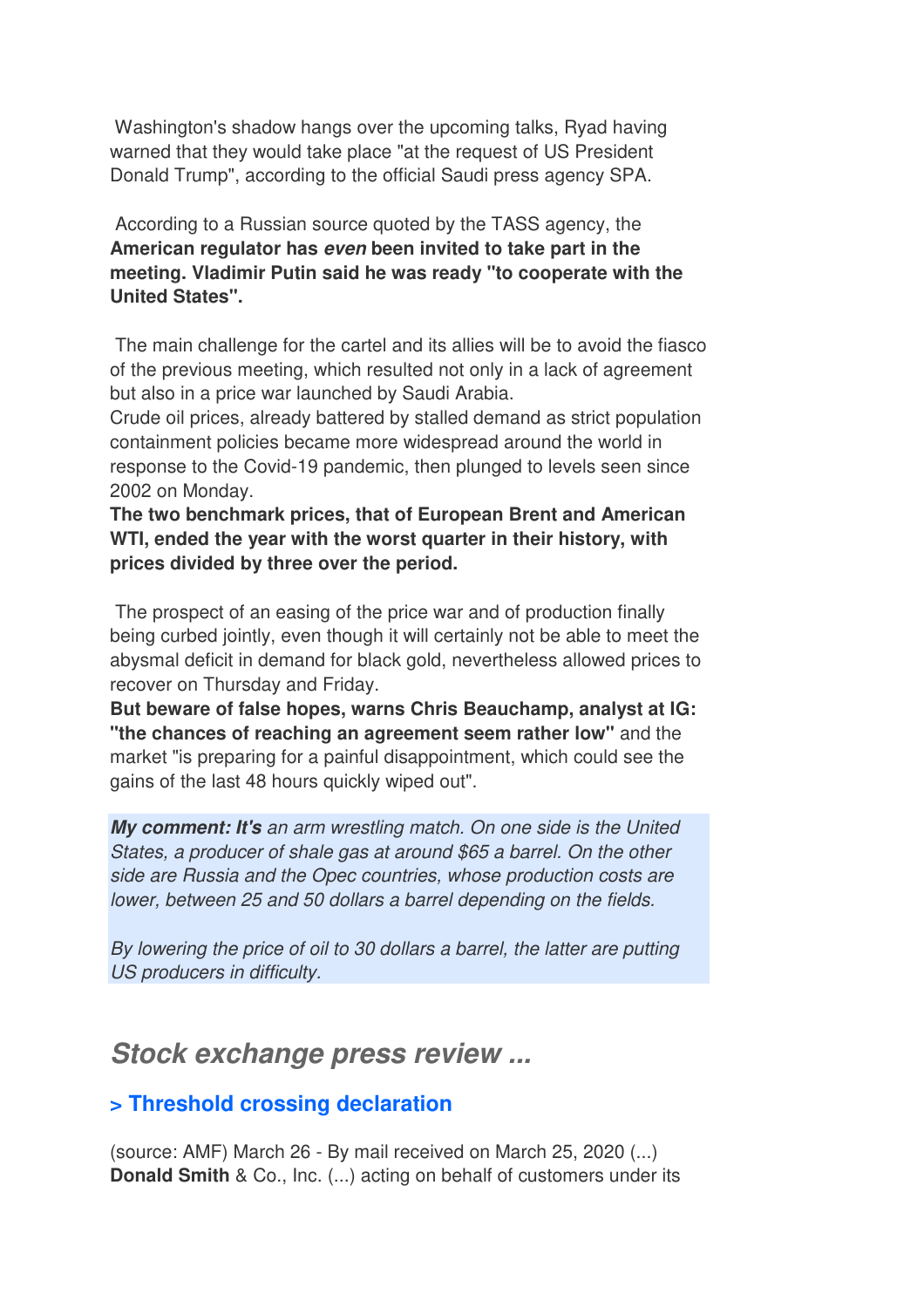Washington's shadow hangs over the upcoming talks, Ryad having warned that they would take place "at the request of US President Donald Trump", according to the official Saudi press agency SPA.

According to a Russian source quoted by the TASS agency, the **American regulator has *even* been invited to take part in the meeting. Vladimir Putin said he was ready "to cooperate with the United States".**

The main challenge for the cartel and its allies will be to avoid the fiasco of the previous meeting, which resulted not only in a lack of agreement but also in a price war launched by Saudi Arabia.
Crude oil prices, already battered by stalled demand as strict population containment policies became more widespread around the world in response to the Covid-19 pandemic, then plunged to levels seen since 2002 on Monday.
**The two benchmark prices, that of European Brent and American WTI, ended the year with the worst quarter in their history, with prices divided by three over the period.**

The prospect of an easing of the price war and of production finally being curbed jointly, even though it will certainly not be able to meet the abysmal deficit in demand for black gold, nevertheless allowed prices to recover on Thursday and Friday.
**But beware of false hopes, warns Chris Beauchamp, analyst at IG: "the chances of reaching an agreement seem rather low"** and the market "is preparing for a painful disappointment, which could see the gains of the last 48 hours quickly wiped out".

***My comment: It's** an arm wrestling match. On one side is the United States, a producer of shale gas at around $65 a barrel. On the other side are Russia and the Opec countries, whose production costs are lower, between 25 and 50 dollars a barrel depending on the fields.*

*By lowering the price of oil to 30 dollars a barrel, the latter are putting US producers in difficulty.*

## *Stock exchange press review ...*

### > Threshold crossing declaration

(source: AMF) March 26 - By mail received on March 25, 2020 (...) **Donald Smith** & Co., Inc. (...) acting on behalf of customers under its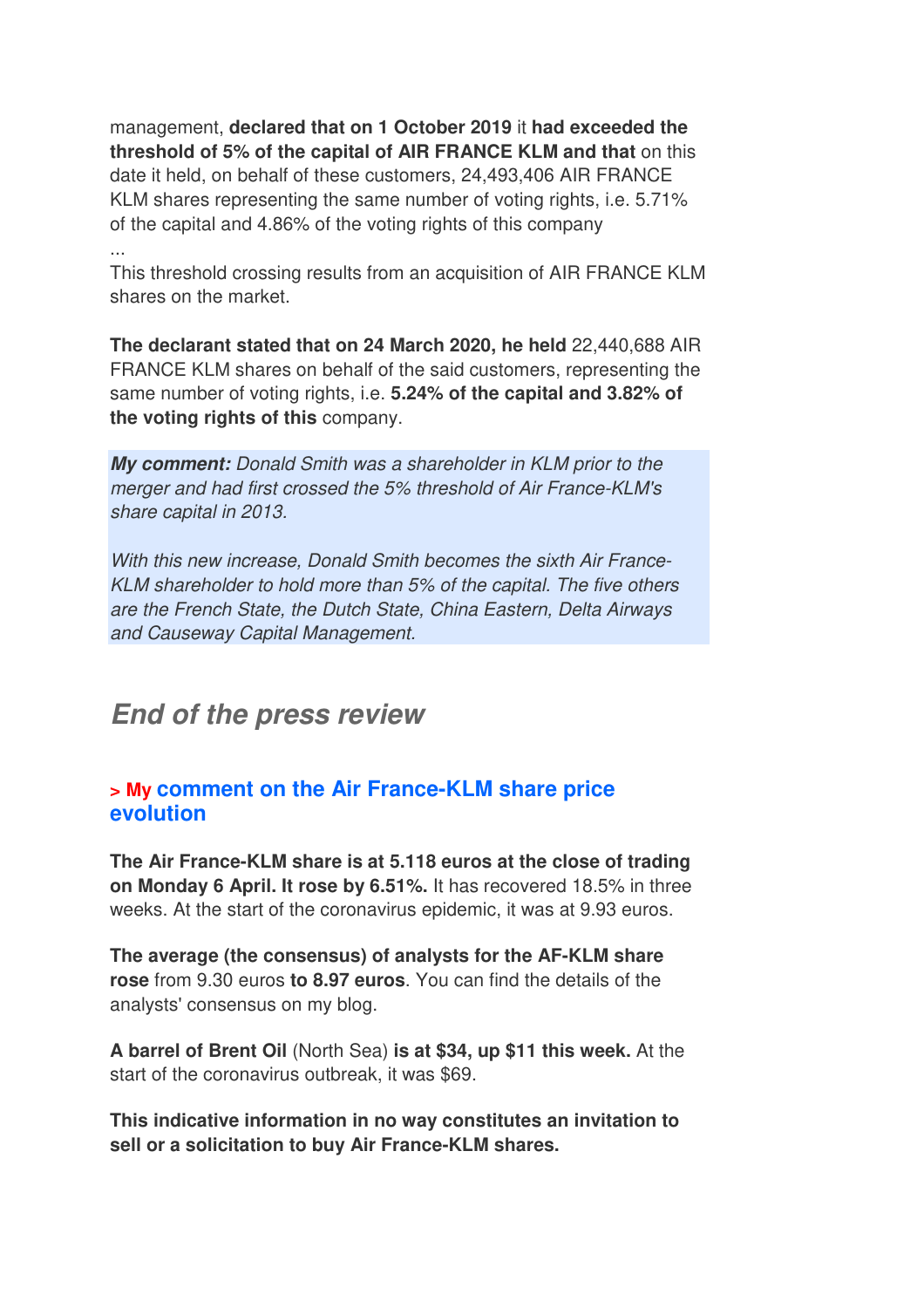management, **declared that on 1 October 2019** it **had exceeded the threshold of 5% of the capital of AIR FRANCE KLM and that** on this date it held, on behalf of these customers, 24,493,406 AIR FRANCE KLM shares representing the same number of voting rights, i.e. 5.71% of the capital and 4.86% of the voting rights of this company

...

This threshold crossing results from an acquisition of AIR FRANCE KLM shares on the market.

**The declarant stated that on 24 March 2020, he held** 22,440,688 AIR FRANCE KLM shares on behalf of the said customers, representing the same number of voting rights, i.e. **5.24% of the capital and 3.82% of the voting rights of this** company.

***My comment:*** *Donald Smith was a shareholder in KLM prior to the merger and had first crossed the 5% threshold of Air France-KLM's share capital in 2013.*

*With this new increase, Donald Smith becomes the sixth Air France-KLM shareholder to hold more than 5% of the capital. The five others are the French State, the Dutch State, China Eastern, Delta Airways and Causeway Capital Management.*

## *End of the press review*

### > My comment on the Air France-KLM share price evolution

**The Air France-KLM share is at 5.118 euros at the close of trading on Monday 6 April. It rose by 6.51%.** It has recovered 18.5% in three weeks. At the start of the coronavirus epidemic, it was at 9.93 euros.

**The average (the consensus) of analysts for the AF-KLM share rose** from 9.30 euros **to 8.97 euros**. You can find the details of the analysts' consensus on my blog.

**A barrel of Brent Oil** (North Sea) **is at $34, up $11 this week.** At the start of the coronavirus outbreak, it was $69.

**This indicative information in no way constitutes an invitation to sell or a solicitation to buy Air France-KLM shares.**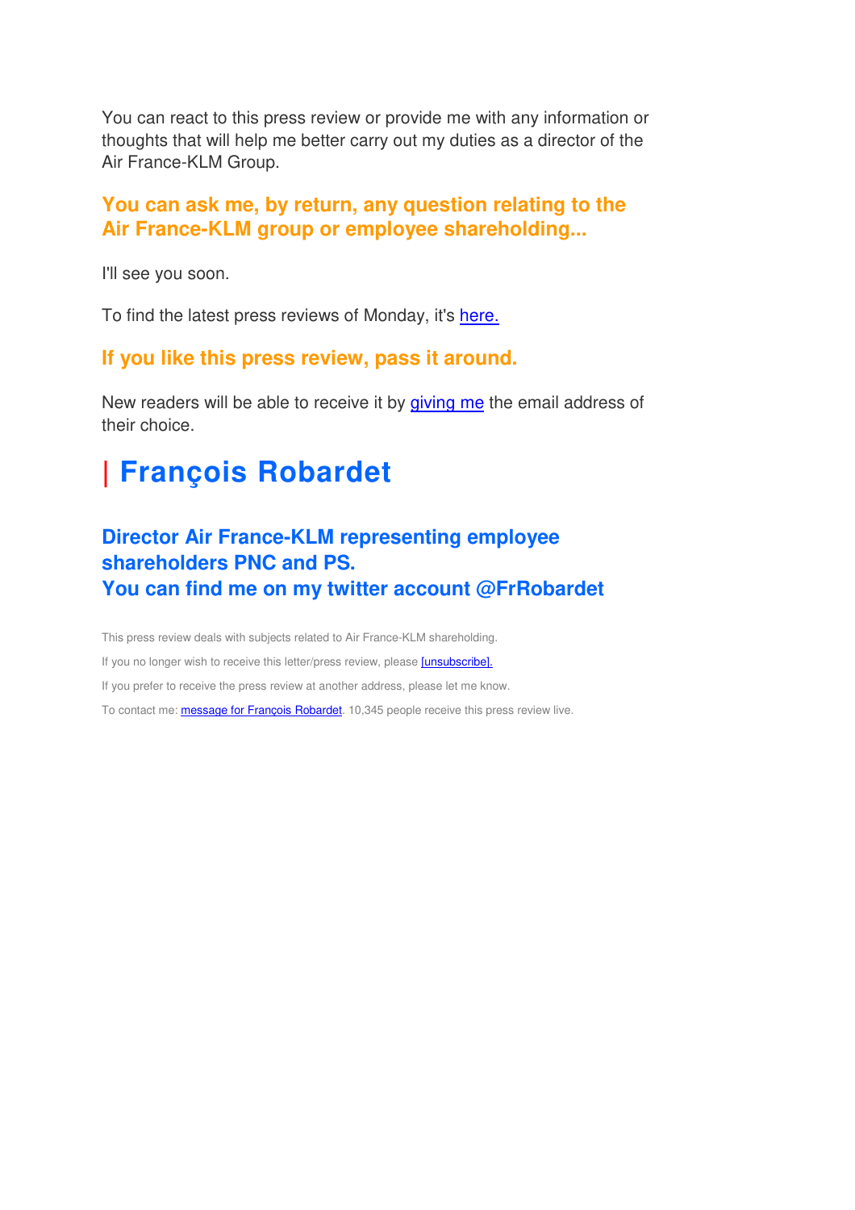You can react to this press review or provide me with any information or thoughts that will help me better carry out my duties as a director of the Air France-KLM Group.

**You can ask me, by return, any question relating to the Air France-KLM group or employee shareholding...**

I'll see you soon.

To find the latest press reviews of Monday, it's here.

**If you like this press review, pass it around.**

New readers will be able to receive it by giving me the email address of their choice.

# | François Robardet

### Director Air France-KLM representing employee shareholders PNC and PS.
### You can find me on my twitter account @FrRobardet

This press review deals with subjects related to Air France-KLM shareholding.

If you no longer wish to receive this letter/press review, please [unsubscribe].

If you prefer to receive the press review at another address, please let me know.

To contact me: message for François Robardet. 10,345 people receive this press review live.